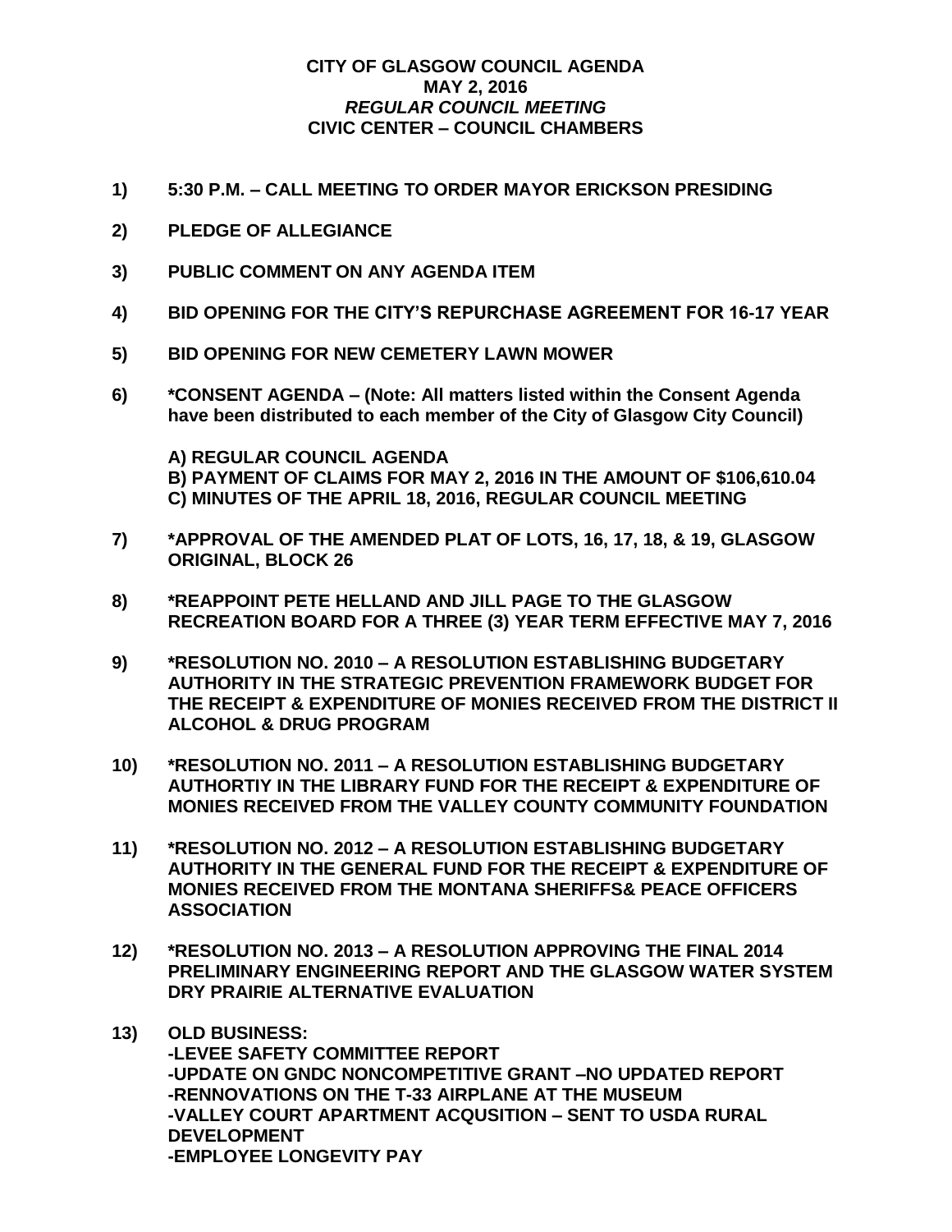# CITY OF GLASGOW COUNCIL AGENDA
## MAY 2, 2016
### *REGULAR COUNCIL MEETING*
### CIVIC CENTER – COUNCIL CHAMBERS

**1) 5:30 P.M. – CALL MEETING TO ORDER MAYOR ERICKSON PRESIDING**

**2) PLEDGE OF ALLEGIANCE**

**3) PUBLIC COMMENT ON ANY AGENDA ITEM**

**4) BID OPENING FOR THE CITY'S REPURCHASE AGREEMENT FOR 16-17 YEAR**

**5) BID OPENING FOR NEW CEMETERY LAWN MOWER**

**6) *CONSENT AGENDA – (Note: All matters listed within the Consent Agenda have been distributed to each member of the City of Glasgow City Council)**

**A) REGULAR COUNCIL AGENDA**
**B) PAYMENT OF CLAIMS FOR MAY 2, 2016 IN THE AMOUNT OF $106,610.04**
**C) MINUTES OF THE APRIL 18, 2016, REGULAR COUNCIL MEETING**

**7) *APPROVAL OF THE AMENDED PLAT OF LOTS, 16, 17, 18, & 19, GLASGOW ORIGINAL, BLOCK 26**

**8) *REAPPOINT PETE HELLAND AND JILL PAGE TO THE GLASGOW RECREATION BOARD FOR A THREE (3) YEAR TERM EFFECTIVE MAY 7, 2016**

**9) *RESOLUTION NO. 2010 – A RESOLUTION ESTABLISHING BUDGETARY AUTHORITY IN THE STRATEGIC PREVENTION FRAMEWORK BUDGET FOR THE RECEIPT & EXPENDITURE OF MONIES RECEIVED FROM THE DISTRICT II ALCOHOL & DRUG PROGRAM**

**10) *RESOLUTION NO. 2011 – A RESOLUTION ESTABLISHING BUDGETARY AUTHORTIY IN THE LIBRARY FUND FOR THE RECEIPT & EXPENDITURE OF MONIES RECEIVED FROM THE VALLEY COUNTY COMMUNITY FOUNDATION**

**11) *RESOLUTION NO. 2012 – A RESOLUTION ESTABLISHING BUDGETARY AUTHORITY IN THE GENERAL FUND FOR THE RECEIPT & EXPENDITURE OF MONIES RECEIVED FROM THE MONTANA SHERIFFS& PEACE OFFICERS ASSOCIATION**

**12) *RESOLUTION NO. 2013 – A RESOLUTION APPROVING THE FINAL 2014 PRELIMINARY ENGINEERING REPORT AND THE GLASGOW WATER SYSTEM DRY PRAIRIE ALTERNATIVE EVALUATION**

**13) OLD BUSINESS:**
**-LEVEE SAFETY COMMITTEE REPORT**
**-UPDATE ON GNDC NONCOMPETITIVE GRANT –NO UPDATED REPORT**
**-RENNOVATIONS ON THE T-33 AIRPLANE AT THE MUSEUM**
**-VALLEY COURT APARTMENT ACQUSITION – SENT TO USDA RURAL DEVELOPMENT**
**-EMPLOYEE LONGEVITY PAY**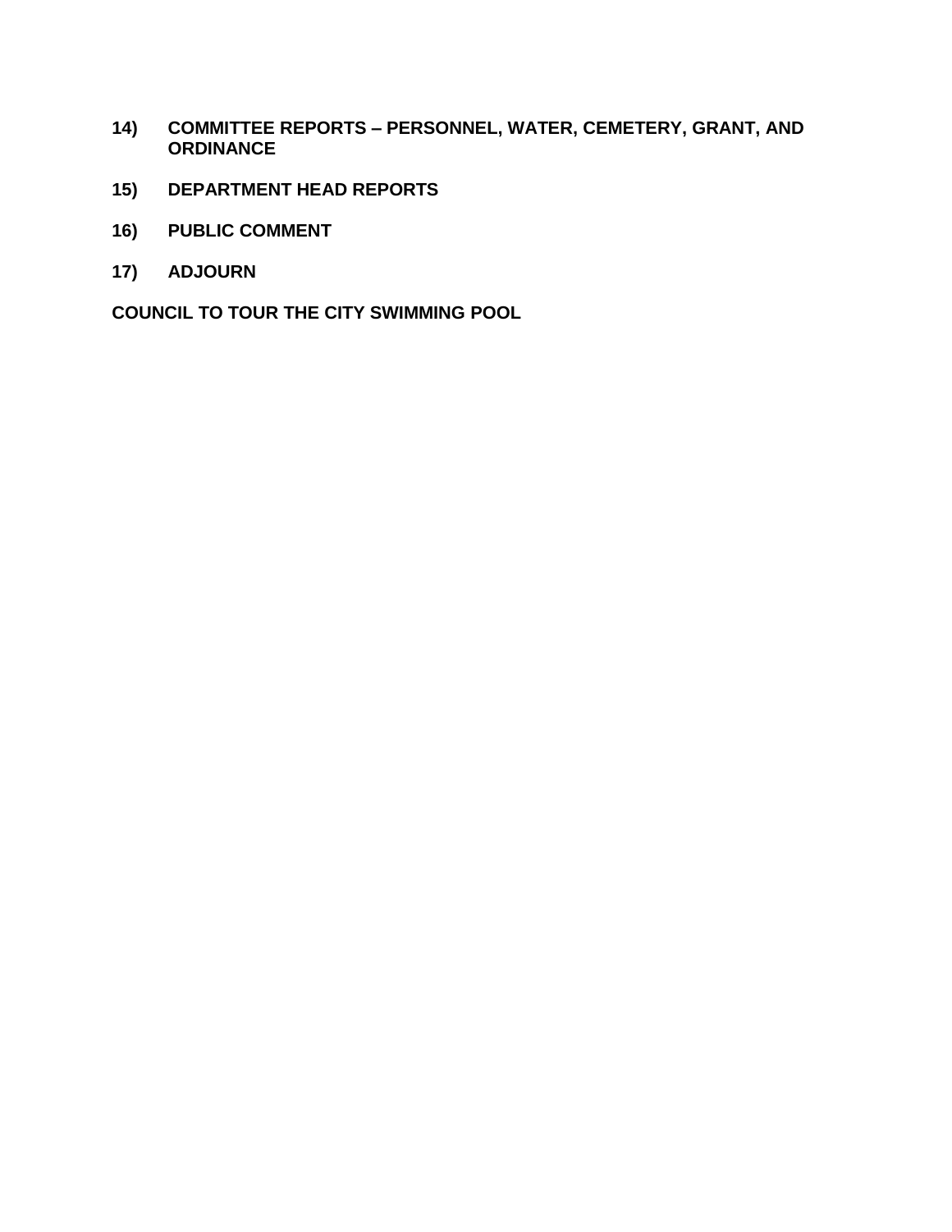14) **COMMITTEE REPORTS – PERSONNEL, WATER, CEMETERY, GRANT, AND ORDINANCE**

15) **DEPARTMENT HEAD REPORTS**

16) **PUBLIC COMMENT**

17) **ADJOURN**

**COUNCIL TO TOUR THE CITY SWIMMING POOL**